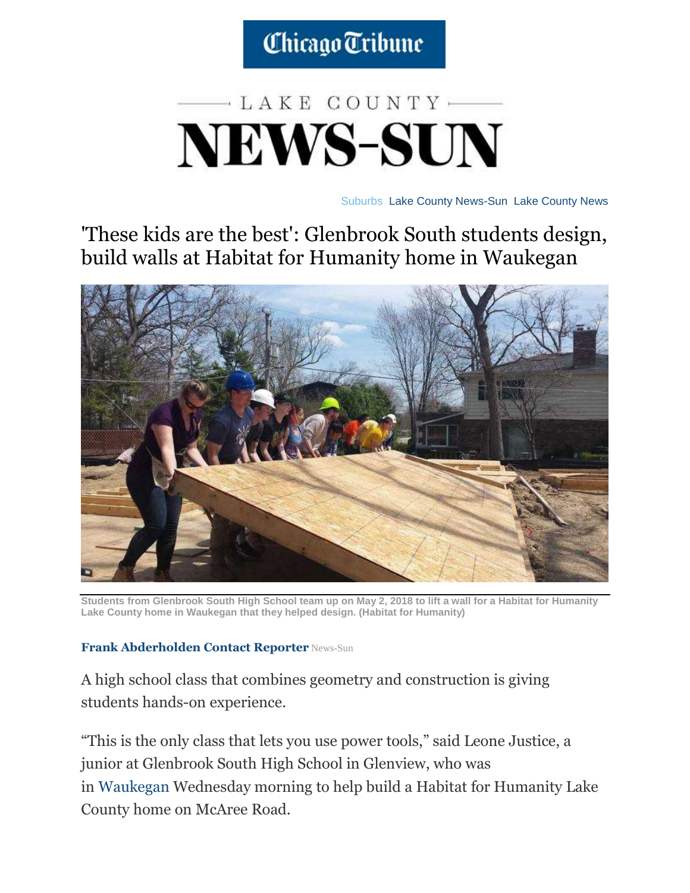Chicago Tribune

LAKE COUNTY NEWS-SUN

Suburbs Lake County News-Sun Lake County News

# 'These kids are the best': Glenbrook South students design, build walls at Habitat for Humanity home in Waukegan

Students from Glenbrook South High School team up on May 2, 2018 to lift a wall for a Habitat for Humanity Lake County home in Waukegan that they helped design. (Habitat for Humanity)

**Frank Abderholden Contact Reporter** News-Sun

A high school class that combines geometry and construction is giving students hands-on experience.

"This is the only class that lets you use power tools," said Leone Justice, a junior at Glenbrook South High School in Glenview, who was in Waukegan Wednesday morning to help build a Habitat for Humanity Lake County home on McAree Road.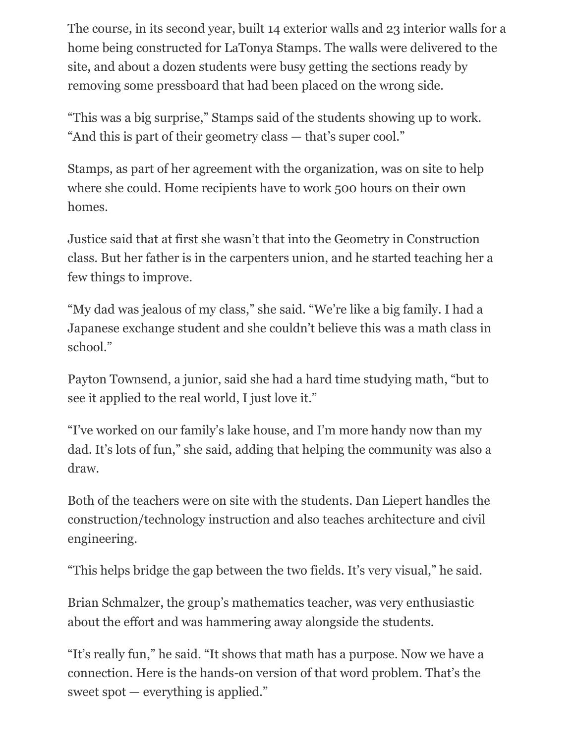The course, in its second year, built 14 exterior walls and 23 interior walls for a home being constructed for LaTonya Stamps. The walls were delivered to the site, and about a dozen students were busy getting the sections ready by removing some pressboard that had been placed on the wrong side.

“This was a big surprise,” Stamps said of the students showing up to work. “And this is part of their geometry class — that’s super cool.”

Stamps, as part of her agreement with the organization, was on site to help where she could. Home recipients have to work 500 hours on their own homes.

Justice said that at first she wasn’t that into the Geometry in Construction class. But her father is in the carpenters union, and he started teaching her a few things to improve.

“My dad was jealous of my class,” she said. “We’re like a big family. I had a Japanese exchange student and she couldn’t believe this was a math class in school.”

Payton Townsend, a junior, said she had a hard time studying math, “but to see it applied to the real world, I just love it.”

“I’ve worked on our family’s lake house, and I’m more handy now than my dad. It’s lots of fun,” she said, adding that helping the community was also a draw.

Both of the teachers were on site with the students. Dan Liepert handles the construction/technology instruction and also teaches architecture and civil engineering.

“This helps bridge the gap between the two fields. It’s very visual,” he said.

Brian Schmalzer, the group’s mathematics teacher, was very enthusiastic about the effort and was hammering away alongside the students.

“It’s really fun,” he said. “It shows that math has a purpose. Now we have a connection. Here is the hands-on version of that word problem. That’s the sweet spot — everything is applied.”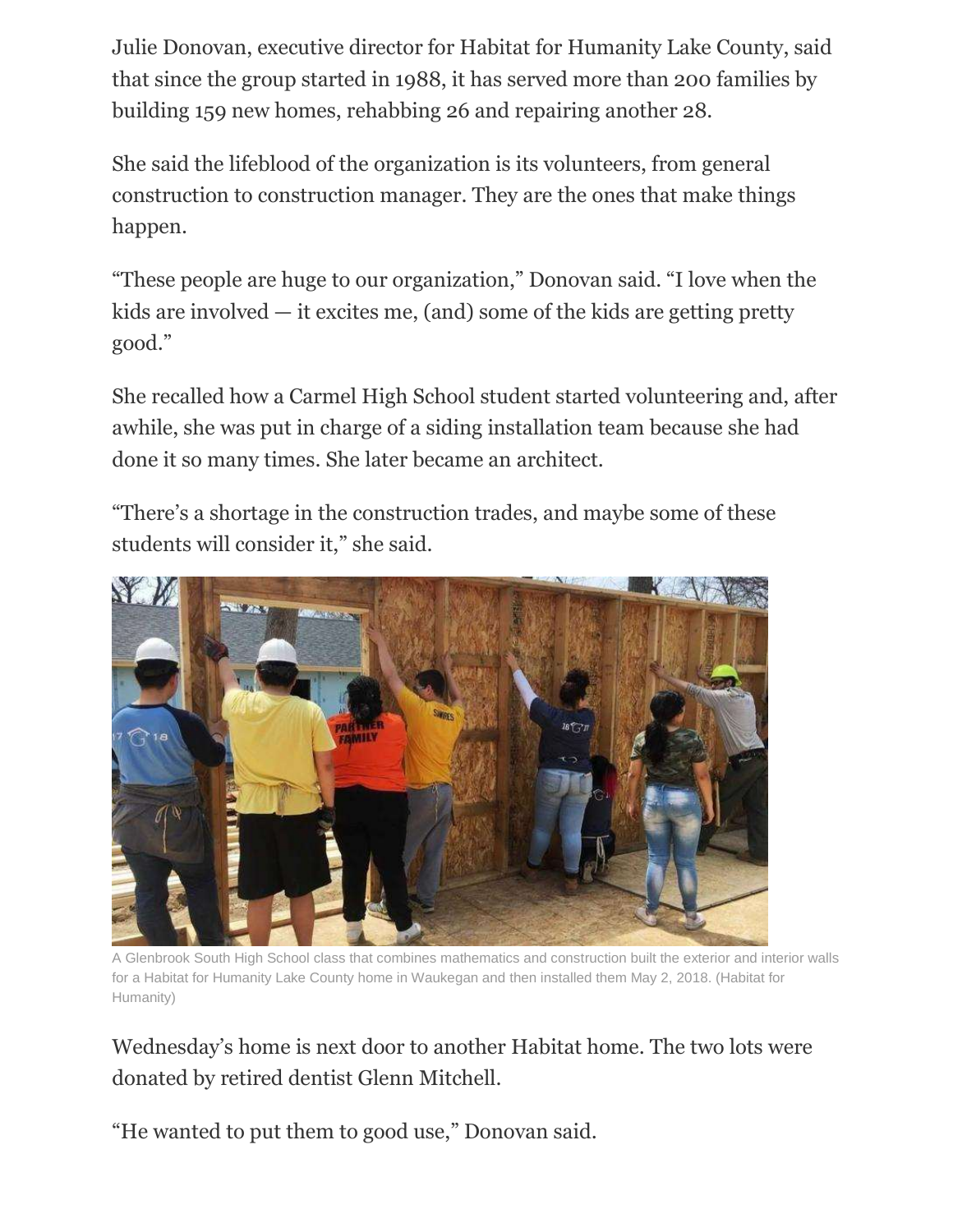Julie Donovan, executive director for Habitat for Humanity Lake County, said that since the group started in 1988, it has served more than 200 families by building 159 new homes, rehabbing 26 and repairing another 28.

She said the lifeblood of the organization is its volunteers, from general construction to construction manager. They are the ones that make things happen.

"These people are huge to our organization," Donovan said. "I love when the kids are involved — it excites me, (and) some of the kids are getting pretty good."

She recalled how a Carmel High School student started volunteering and, after awhile, she was put in charge of a siding installation team because she had done it so many times. She later became an architect.

"There's a shortage in the construction trades, and maybe some of these students will consider it," she said.

A Glenbrook South High School class that combines mathematics and construction built the exterior and interior walls for a Habitat for Humanity Lake County home in Waukegan and then installed them May 2, 2018. (Habitat for Humanity)

Wednesday's home is next door to another Habitat home. The two lots were donated by retired dentist Glenn Mitchell.

"He wanted to put them to good use," Donovan said.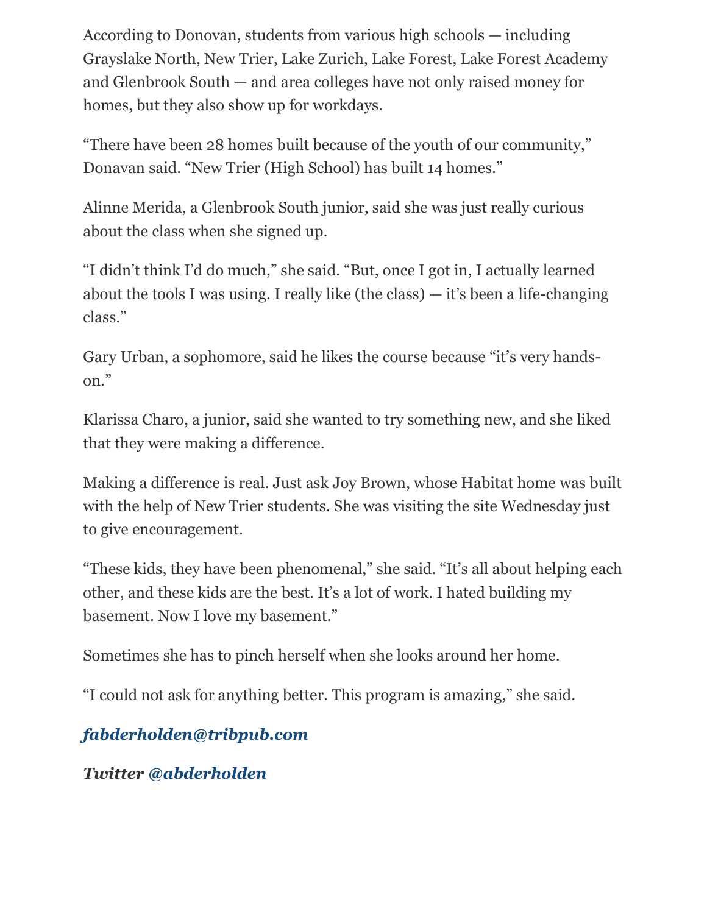According to Donovan, students from various high schools — including Grayslake North, New Trier, Lake Zurich, Lake Forest, Lake Forest Academy and Glenbrook South — and area colleges have not only raised money for homes, but they also show up for workdays.

“There have been 28 homes built because of the youth of our community,” Donavan said. “New Trier (High School) has built 14 homes.”

Alinne Merida, a Glenbrook South junior, said she was just really curious about the class when she signed up.

“I didn’t think I’d do much,” she said. “But, once I got in, I actually learned about the tools I was using. I really like (the class) — it’s been a life-changing class.”

Gary Urban, a sophomore, said he likes the course because “it’s very hands-on.”

Klarissa Charo, a junior, said she wanted to try something new, and she liked that they were making a difference.

Making a difference is real. Just ask Joy Brown, whose Habitat home was built with the help of New Trier students. She was visiting the site Wednesday just to give encouragement.

“These kids, they have been phenomenal,” she said. “It’s all about helping each other, and these kids are the best. It’s a lot of work. I hated building my basement. Now I love my basement.”

Sometimes she has to pinch herself when she looks around her home.

“I could not ask for anything better. This program is amazing,” she said.

***fabderholden@tribpub.com***

***Twitter @abderholden***